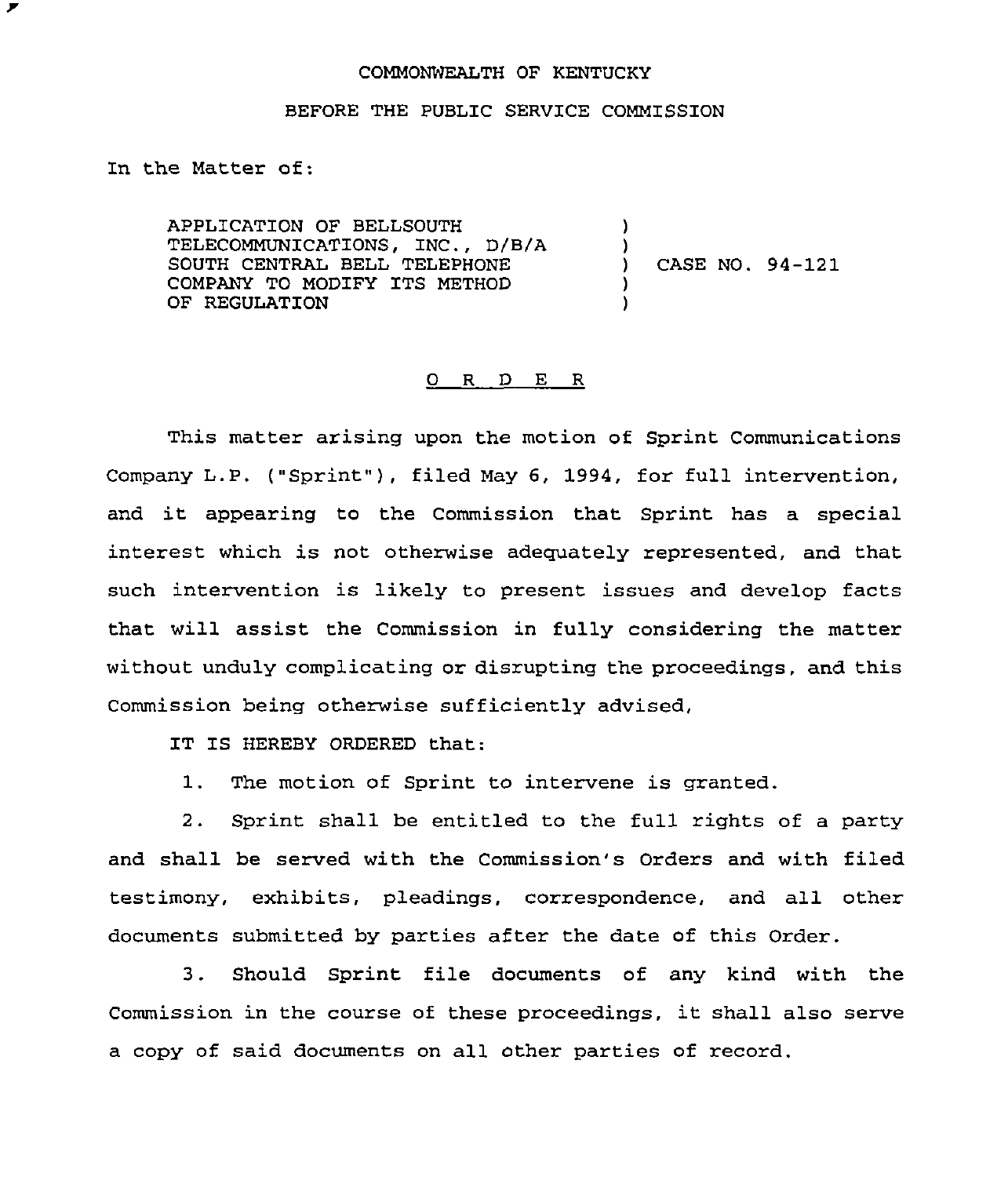COMMONWEALTH OF KENTUCKY

BEFORE THE PUBLIC SERVICE COMMISSION

In the Matter of:

| | | |
|---|---|---|
| APPLICATION OF BELLSOUTH TELECOMMUNICATIONS, INC., D/B/A SOUTH CENTRAL BELL TELEPHONE COMPANY TO MODIFY ITS METHOD OF REGULATION | ) | CASE NO. 94-121 |

# O R D E R

This matter arising upon the motion of Sprint Communications Company L.P. ("Sprint"), filed May 6, 1994, for full intervention, and it appearing to the Commission that Sprint has a special interest which is not otherwise adequately represented, and that such intervention is likely to present issues and develop facts that will assist the Commission in fully considering the matter without unduly complicating or disrupting the proceedings, and this Commission being otherwise sufficiently advised,

IT IS HEREBY ORDERED that:

1. The motion of Sprint to intervene is granted.

2. Sprint shall be entitled to the full rights of a party and shall be served with the Commission's Orders and with filed testimony, exhibits, pleadings, correspondence, and all other documents submitted by parties after the date of this Order.

3. Should Sprint file documents of any kind with the Commission in the course of these proceedings, it shall also serve a copy of said documents on all other parties of record.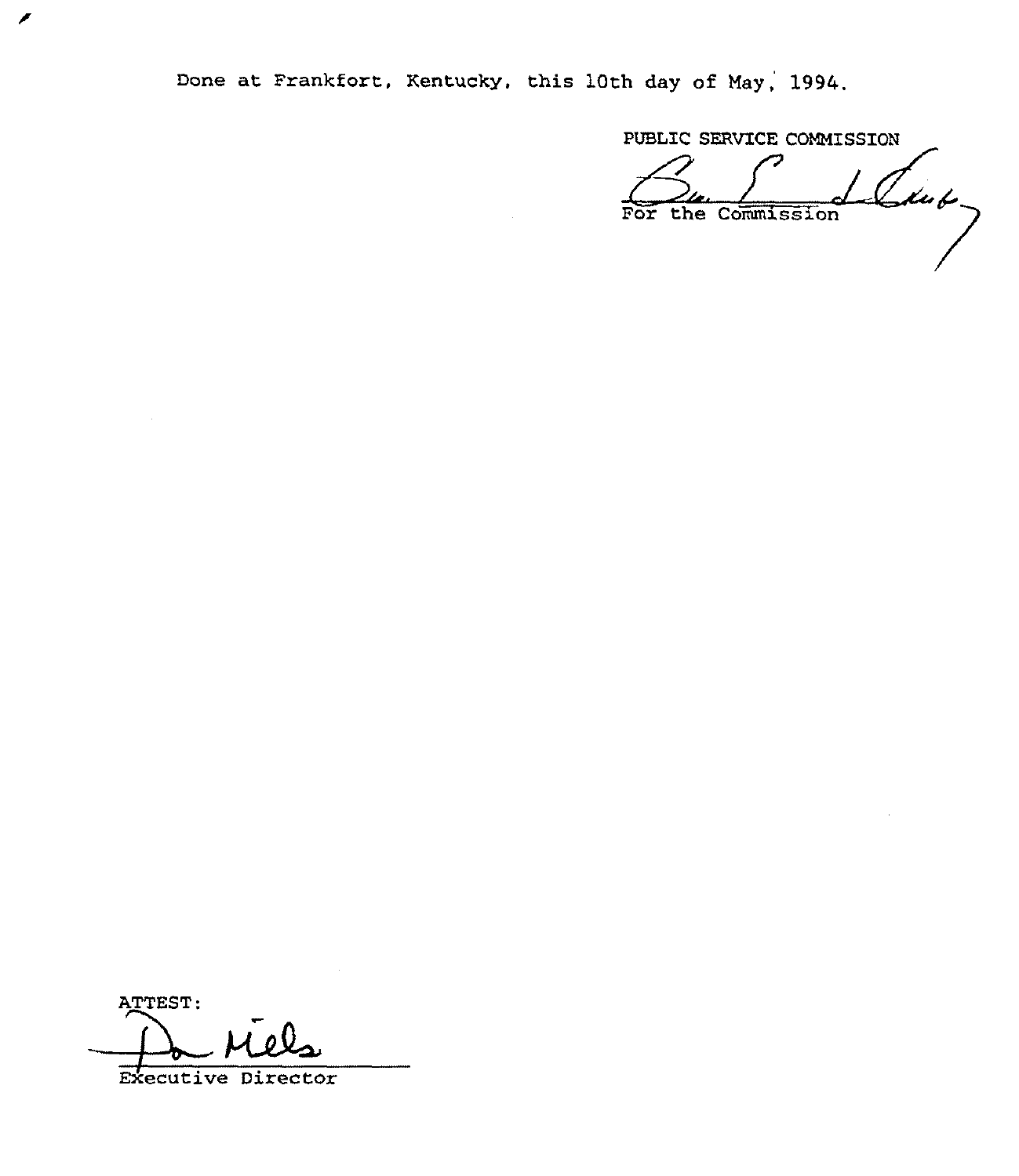Done at Frankfort, Kentucky, this 10th day of May, 1994.

PUBLIC SERVICE COMMISSION

For the Commission

ATTEST:

Executive Director